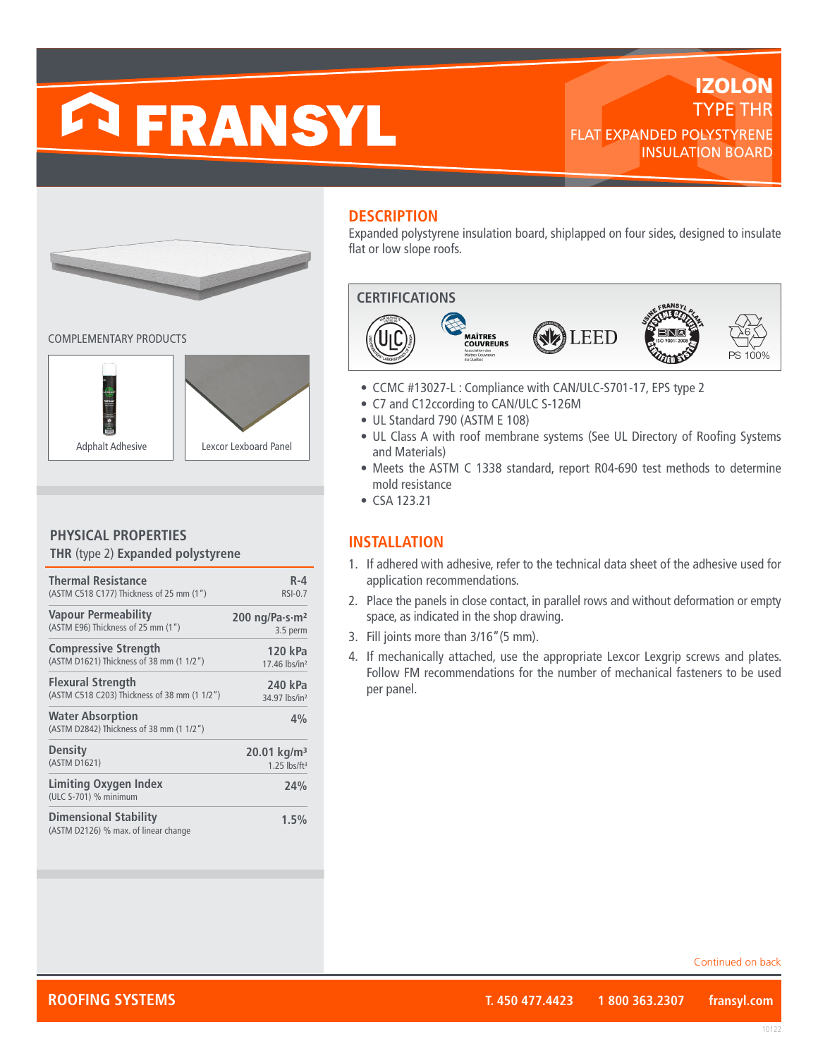# FRANSYL

## IZOLON
### TYPE THR
FLAT EXPANDED POLYSTYRENE INSULATION BOARD

COMPLEMENTARY PRODUCTS

Adphalt Adhesive

Lexcor Lexboard Panel

## PHYSICAL PROPERTIES

**THR** (type 2) **Expanded polystyrene**

| Property | Value |
|---|---|
| **Thermal Resistance** (ASTM C518 C177) Thickness of 25 mm (1") | **R-4** RSI-0.7 |
| **Vapour Permeability** (ASTM E96) Thickness of 25 mm (1") | **200 ng/Pa·s·m²** 3.5 perm |
| **Compressive Strength** (ASTM D1621) Thickness of 38 mm (1 1/2") | **120 kPa** 17.46 lbs/in² |
| **Flexural Strength** (ASTM C518 C203) Thickness of 38 mm (1 1/2") | **240 kPa** 34.97 lbs/in² |
| **Water Absorption** (ASTM D2842) Thickness of 38 mm (1 1/2") | **4%** |
| **Density** (ASTM D1621) | **20.01 kg/m³** 1.25 lbs/ft³ |
| **Limiting Oxygen Index** (ULC S-701) % minimum | **24%** |
| **Dimensional Stability** (ASTM D2126) % max. of linear change | **1.5%** |

## DESCRIPTION

Expanded polystyrene insulation board, shiplapped on four sides, designed to insulate flat or low slope roofs.

## CERTIFICATIONS

ULC · MAÎTRES COUVREURS · LEED · BNQ ISO 9001:2008 · PS 100%

- CCMC #13027-L : Compliance with CAN/ULC-S701-17, EPS type 2
- C7 and C12ccording to CAN/ULC S-126M
- UL Standard 790 (ASTM E 108)
- UL Class A with roof membrane systems (See UL Directory of Roofing Systems and Materials)
- Meets the ASTM C 1338 standard, report R04-690 test methods to determine mold resistance
- CSA 123.21

## INSTALLATION

1. If adhered with adhesive, refer to the technical data sheet of the adhesive used for application recommendations.
2. Place the panels in close contact, in parallel rows and without deformation or empty space, as indicated in the shop drawing.
3. Fill joints more than 3/16"(5 mm).
4. If mechanically attached, use the appropriate Lexcor Lexgrip screws and plates. Follow FM recommendations for the number of mechanical fasteners to be used per panel.

Continued on back

**ROOFING SYSTEMS** T. 450 477.4423 1 800 363.2307 fransyl.com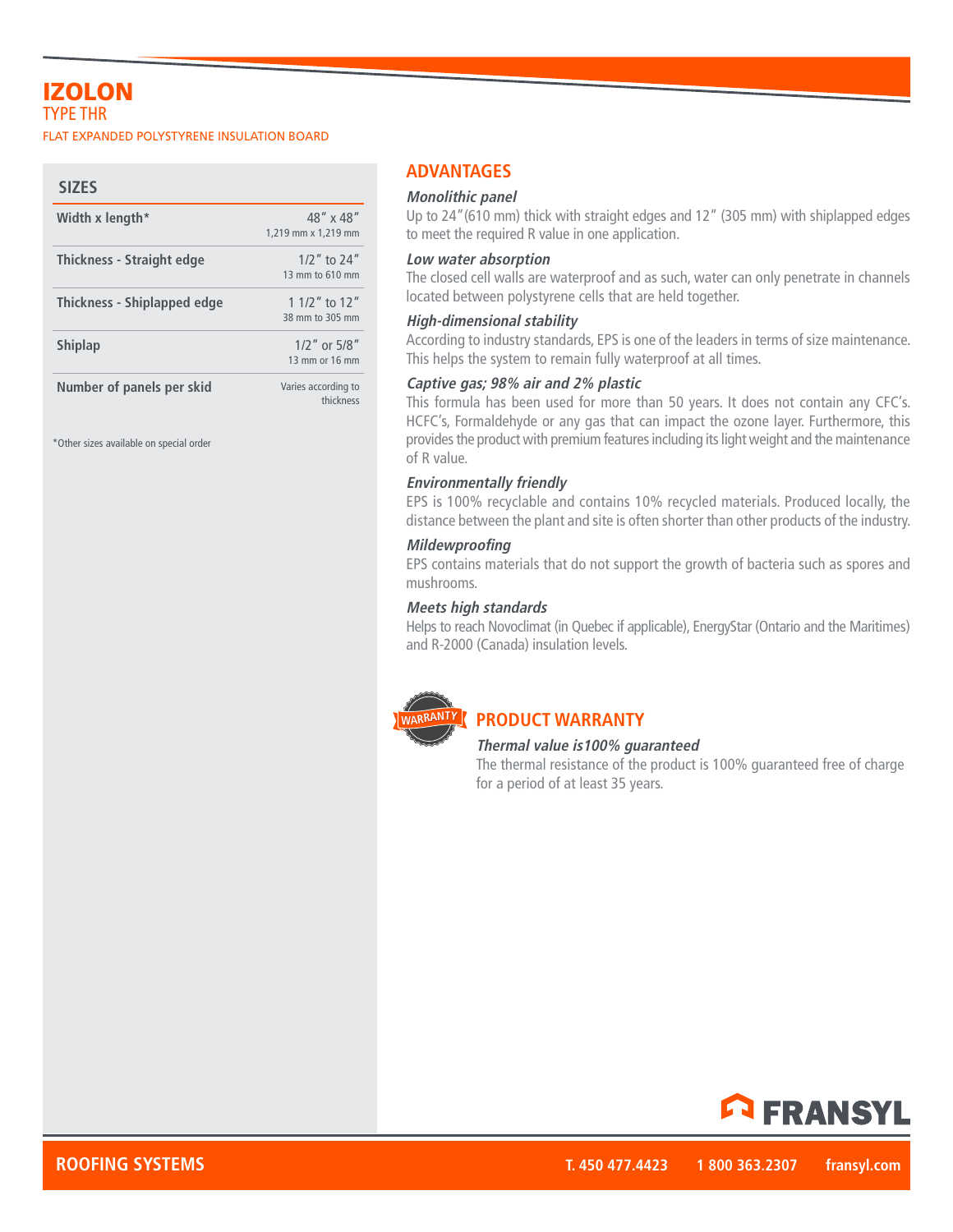# IZOLON

TYPE THR

FLAT EXPANDED POLYSTYRENE INSULATION BOARD

## SIZES

| | |
|---|---|
| **Width x length*** | 48" x 48"<br>1,219 mm x 1,219 mm |
| **Thickness - Straight edge** | 1/2" to 24"<br>13 mm to 610 mm |
| **Thickness - Shiplapped edge** | 1 1/2" to 12"<br>38 mm to 305 mm |
| **Shiplap** | 1/2" or 5/8"<br>13 mm or 16 mm |
| **Number of panels per skid** | Varies according to thickness |

*Other sizes available on special order

## ADVANTAGES

***Monolithic panel***

Up to 24"(610 mm) thick with straight edges and 12" (305 mm) with shiplapped edges to meet the required R value in one application.

***Low water absorption***

The closed cell walls are waterproof and as such, water can only penetrate in channels located between polystyrene cells that are held together.

***High-dimensional stability***

According to industry standards, EPS is one of the leaders in terms of size maintenance. This helps the system to remain fully waterproof at all times.

***Captive gas; 98% air and 2% plastic***

This formula has been used for more than 50 years. It does not contain any CFC's. HCFC's, Formaldehyde or any gas that can impact the ozone layer. Furthermore, this provides the product with premium features including its light weight and the maintenance of R value.

***Environmentally friendly***

EPS is 100% recyclable and contains 10% recycled materials. Produced locally, the distance between the plant and site is often shorter than other products of the industry.

***Mildewproofing***

EPS contains materials that do not support the growth of bacteria such as spores and mushrooms.

***Meets high standards***

Helps to reach Novoclimat (in Quebec if applicable), EnergyStar (Ontario and the Maritimes) and R-2000 (Canada) insulation levels.

## PRODUCT WARRANTY

***Thermal value is100% guaranteed***

The thermal resistance of the product is 100% guaranteed free of charge for a period of at least 35 years.

FRANSYL

ROOFING SYSTEMS    T. 450 477.4423    1 800 363.2307    fransyl.com